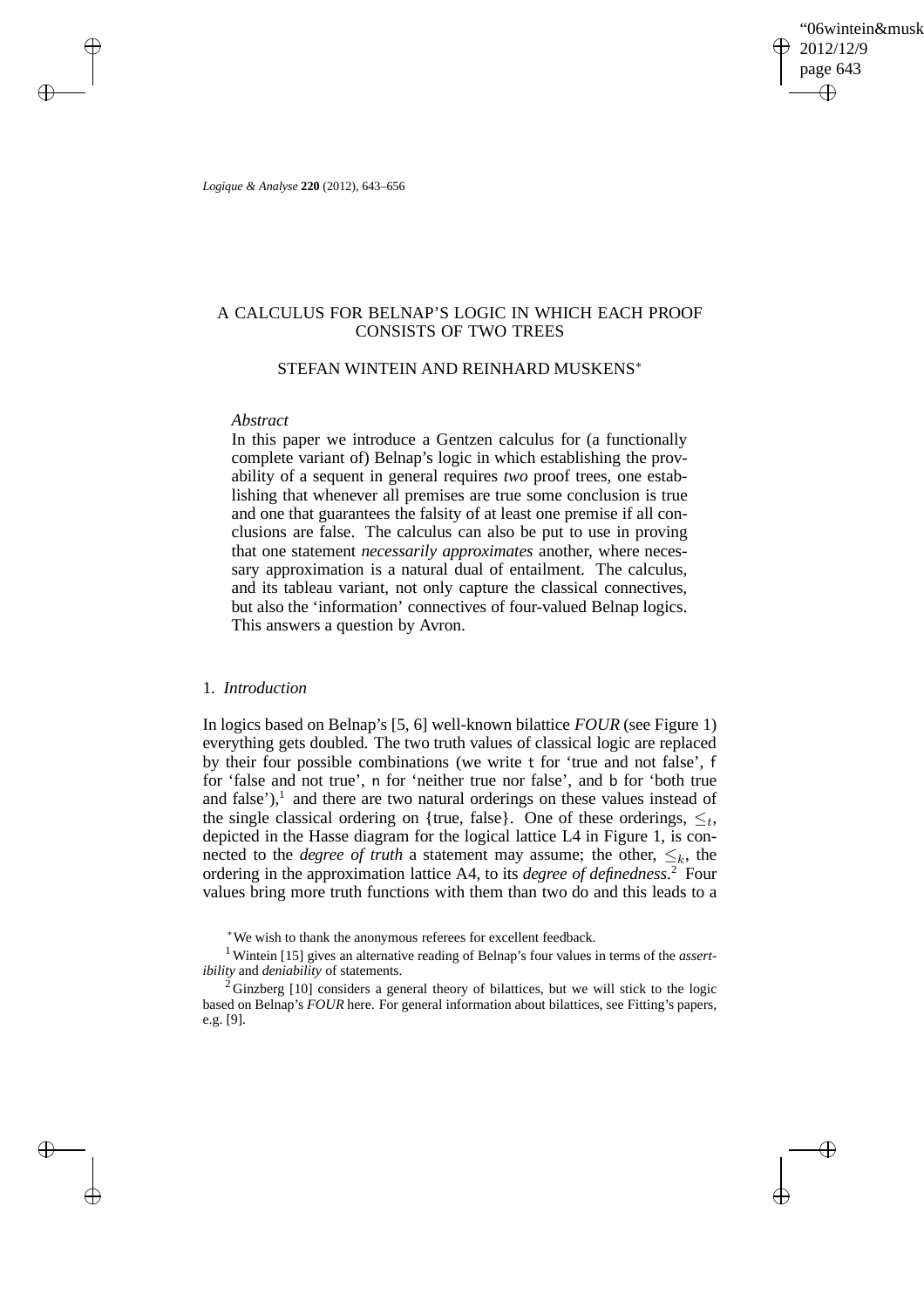# A CALCULUS FOR BELNAP'S LOGIC IN WHICH EACH PROOF CONSISTS OF TWO TREES

## STEFAN WINTEIN AND REINHARD MUSKENS*

*Abstract*

In this paper we introduce a Gentzen calculus for (a functionally complete variant of) Belnap's logic in which establishing the provability of a sequent in general requires *two* proof trees, one establishing that whenever all premises are true some conclusion is true and one that guarantees the falsity of at least one premise if all conclusions are false. The calculus can also be put to use in proving that one statement *necessarily approximates* another, where necessary approximation is a natural dual of entailment. The calculus, and its tableau variant, not only capture the classical connectives, but also the 'information' connectives of four-valued Belnap logics. This answers a question by Avron.

## 1. *Introduction*

In logics based on Belnap's [5, 6] well-known bilattice *FOUR* (see Figure 1) everything gets doubled. The two truth values of classical logic are replaced by their four possible combinations (we write t for 'true and not false', f for 'false and not true', n for 'neither true nor false', and b for 'both true and false'),[1] and there are two natural orderings on these values instead of the single classical ordering on {true, false}. One of these orderings, $\leq_t$, depicted in the Hasse diagram for the logical lattice L4 in Figure 1, is connected to the *degree of truth* a statement may assume; the other, $\leq_k$, the ordering in the approximation lattice A4, to its *degree of definedness*.[2] Four values bring more truth functions with them than two do and this leads to a

*We wish to thank the anonymous referees for excellent feedback.

[1] Wintein [15] gives an alternative reading of Belnap's four values in terms of the *assertibility* and *deniability* of statements.

[2] Ginzberg [10] considers a general theory of bilattices, but we will stick to the logic based on Belnap's *FOUR* here. For general information about bilattices, see Fitting's papers, e.g. [9].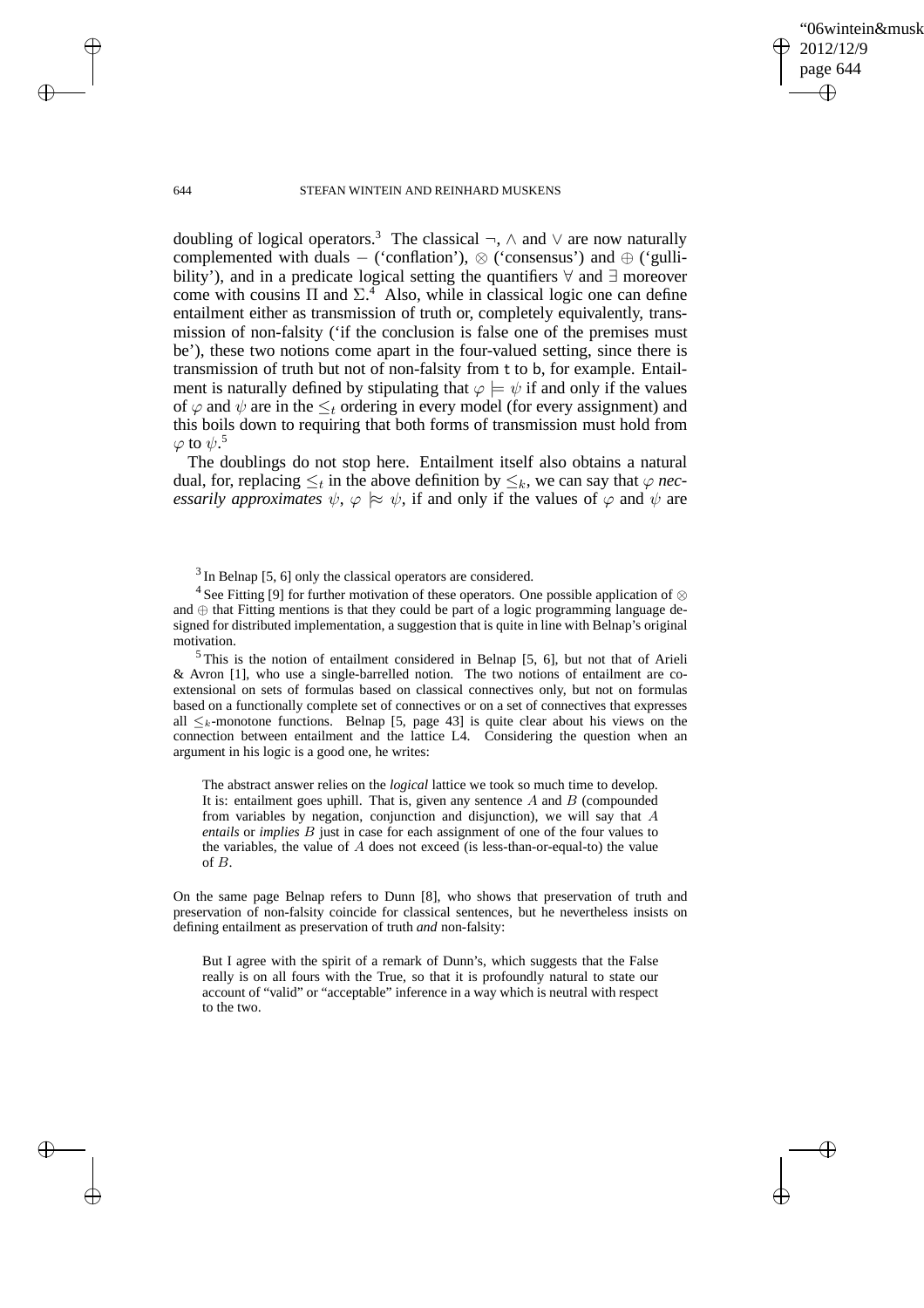doubling of logical operators.[3] The classical $\neg$, $\wedge$ and $\vee$ are now naturally complemented with duals $-$ ('conflation'), $\otimes$ ('consensus') and $\oplus$ ('gullibility'), and in a predicate logical setting the quantifiers $\forall$ and $\exists$ moreover come with cousins $\Pi$ and $\Sigma$.[4] Also, while in classical logic one can define entailment either as transmission of truth or, completely equivalently, transmission of non-falsity ('if the conclusion is false one of the premises must be'), these two notions come apart in the four-valued setting, since there is transmission of truth but not of non-falsity from t to b, for example. Entailment is naturally defined by stipulating that $\varphi \models \psi$ if and only if the values of $\varphi$ and $\psi$ are in the $\leq_t$ ordering in every model (for every assignment) and this boils down to requiring that both forms of transmission must hold from $\varphi$ to $\psi$.[5]

The doublings do not stop here. Entailment itself also obtains a natural dual, for, replacing $\leq_t$ in the above definition by $\leq_k$, we can say that $\varphi$ *necessarily approximates* $\psi$, $\varphi \approx\!\!\!\models \psi$, if and only if the values of $\varphi$ and $\psi$ are

---

[3] In Belnap [5, 6] only the classical operators are considered.

[4] See Fitting [9] for further motivation of these operators. One possible application of $\otimes$ and $\oplus$ that Fitting mentions is that they could be part of a logic programming language designed for distributed implementation, a suggestion that is quite in line with Belnap's original motivation.

[5] This is the notion of entailment considered in Belnap [5, 6], but not that of Arieli & Avron [1], who use a single-barrelled notion. The two notions of entailment are co-extensional on sets of formulas based on classical connectives only, but not on formulas based on a functionally complete set of connectives or on a set of connectives that expresses all $\leq_k$-monotone functions. Belnap [5, page 43] is quite clear about his views on the connection between entailment and the lattice L4. Considering the question when an argument in his logic is a good one, he writes:

> The abstract answer relies on the *logical* lattice we took so much time to develop. It is: entailment goes uphill. That is, given any sentence $A$ and $B$ (compounded from variables by negation, conjunction and disjunction), we will say that $A$ *entails* or *implies* $B$ just in case for each assignment of one of the four values to the variables, the value of $A$ does not exceed (is less-than-or-equal-to) the value of $B$.

On the same page Belnap refers to Dunn [8], who shows that preservation of truth and preservation of non-falsity coincide for classical sentences, but he nevertheless insists on defining entailment as preservation of truth *and* non-falsity:

> But I agree with the spirit of a remark of Dunn's, which suggests that the False really is on all fours with the True, so that it is profoundly natural to state our account of "valid" or "acceptable" inference in a way which is neutral with respect to the two.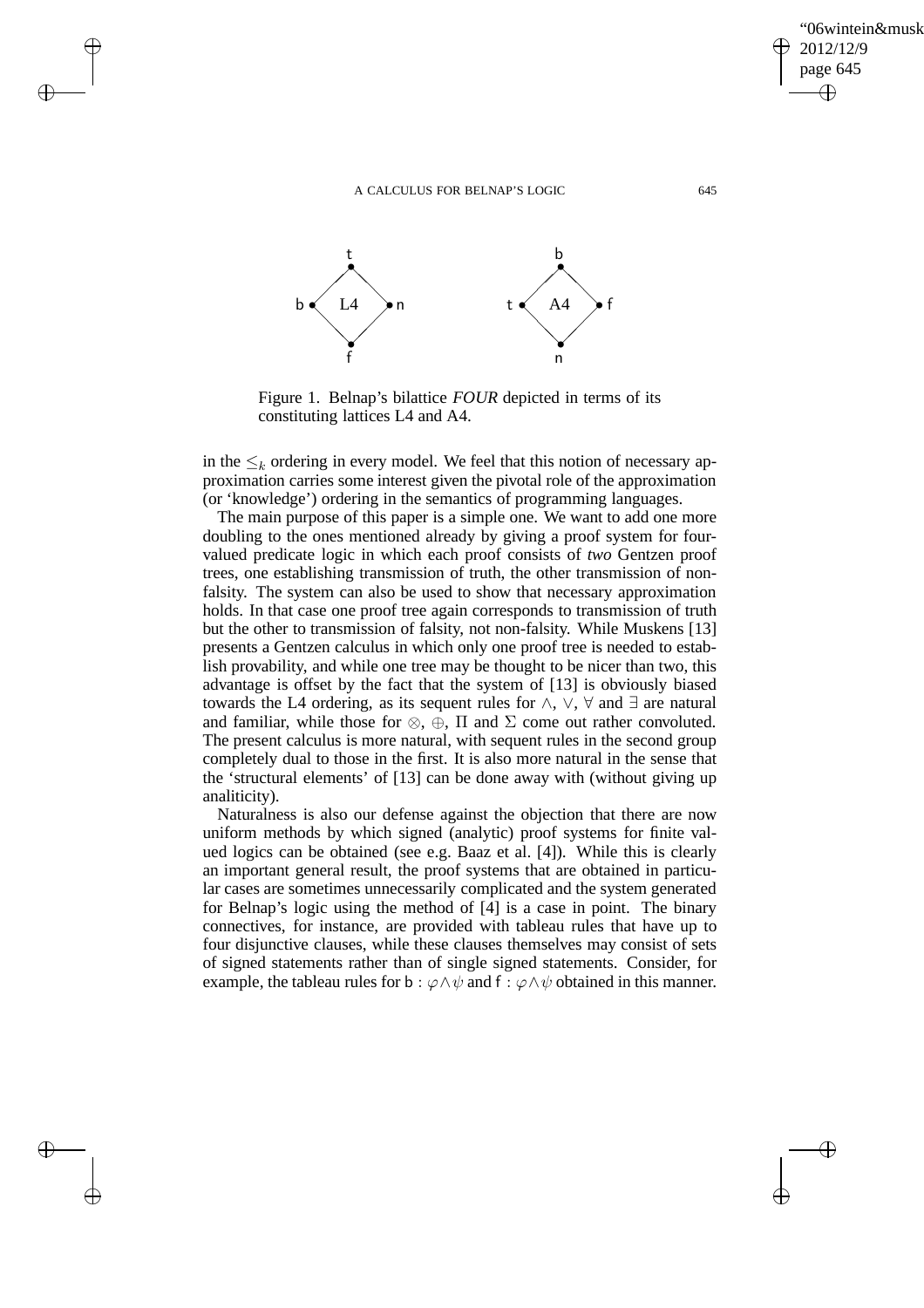Figure 1. Belnap's bilattice *FOUR* depicted in terms of its constituting lattices L4 and A4.

in the $\leq_k$ ordering in every model. We feel that this notion of necessary approximation carries some interest given the pivotal role of the approximation (or 'knowledge') ordering in the semantics of programming languages.

The main purpose of this paper is a simple one. We want to add one more doubling to the ones mentioned already by giving a proof system for four-valued predicate logic in which each proof consists of *two* Gentzen proof trees, one establishing transmission of truth, the other transmission of non-falsity. The system can also be used to show that necessary approximation holds. In that case one proof tree again corresponds to transmission of truth but the other to transmission of falsity, not non-falsity. While Muskens [13] presents a Gentzen calculus in which only one proof tree is needed to establish provability, and while one tree may be thought to be nicer than two, this advantage is offset by the fact that the system of [13] is obviously biased towards the L4 ordering, as its sequent rules for $\wedge$, $\vee$, $\forall$ and $\exists$ are natural and familiar, while those for $\otimes$, $\oplus$, $\Pi$ and $\Sigma$ come out rather convoluted. The present calculus is more natural, with sequent rules in the second group completely dual to those in the first. It is also more natural in the sense that the 'structural elements' of [13] can be done away with (without giving up analiticity).

Naturalness is also our defense against the objection that there are now uniform methods by which signed (analytic) proof systems for finite valued logics can be obtained (see e.g. Baaz et al. [4]). While this is clearly an important general result, the proof systems that are obtained in particular cases are sometimes unnecessarily complicated and the system generated for Belnap's logic using the method of [4] is a case in point. The binary connectives, for instance, are provided with tableau rules that have up to four disjunctive clauses, while these clauses themselves may consist of sets of signed statements rather than of single signed statements. Consider, for example, the tableau rules for $\mathsf{b} : \varphi \wedge \psi$ and $\mathsf{f} : \varphi \wedge \psi$ obtained in this manner.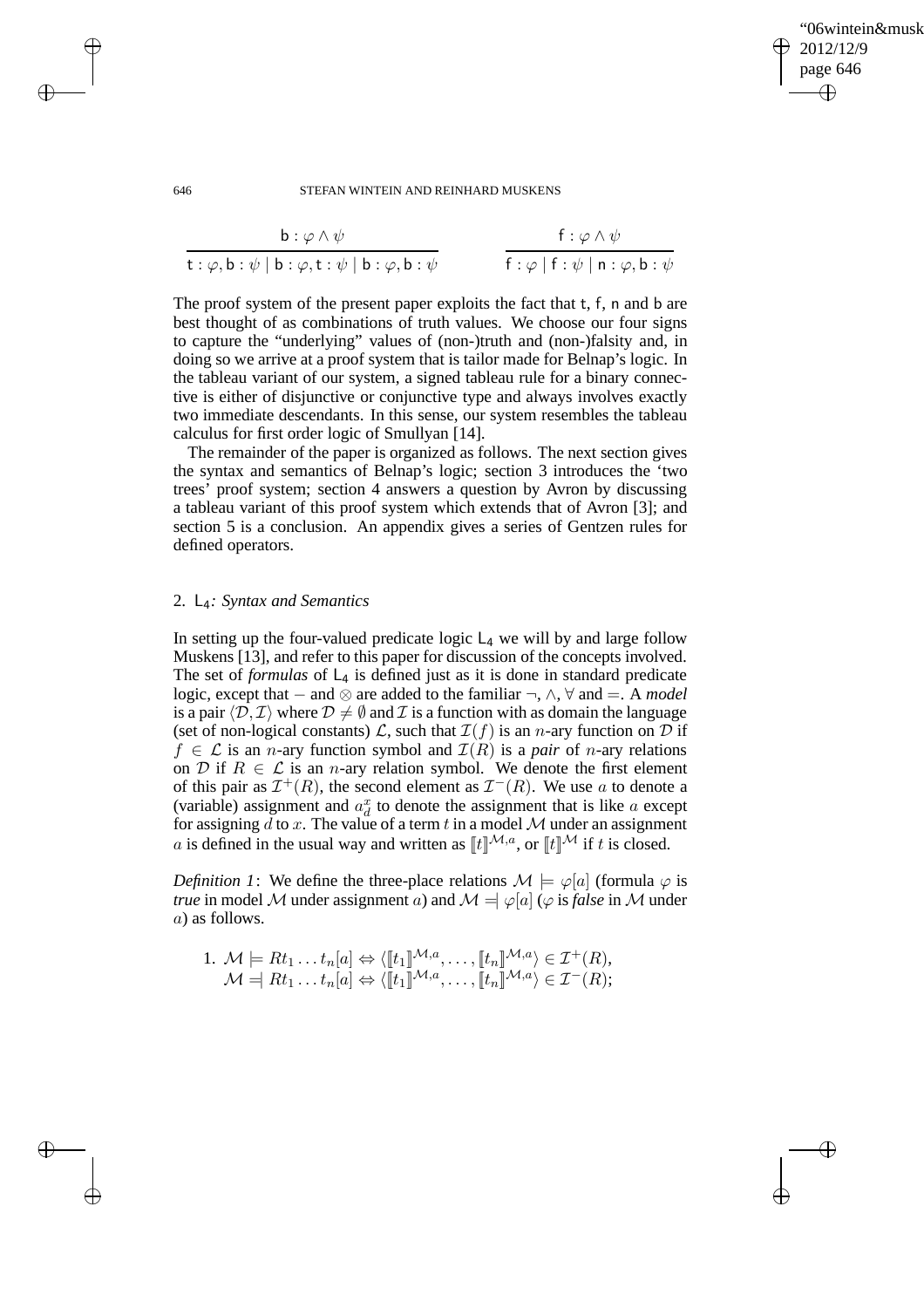$$\frac{\mathsf{b} : \varphi \wedge \psi}{\mathsf{t} : \varphi, \mathsf{b} : \psi \mid \mathsf{b} : \varphi, \mathsf{t} : \psi \mid \mathsf{b} : \varphi, \mathsf{b} : \psi} \qquad \frac{\mathsf{f} : \varphi \wedge \psi}{\mathsf{f} : \varphi \mid \mathsf{f} : \psi \mid \mathsf{n} : \varphi, \mathsf{b} : \psi}$$

The proof system of the present paper exploits the fact that t, f, n and b are best thought of as combinations of truth values. We choose our four signs to capture the "underlying" values of (non-)truth and (non-)falsity and, in doing so we arrive at a proof system that is tailor made for Belnap's logic. In the tableau variant of our system, a signed tableau rule for a binary connective is either of disjunctive or conjunctive type and always involves exactly two immediate descendants. In this sense, our system resembles the tableau calculus for first order logic of Smullyan [14].

The remainder of the paper is organized as follows. The next section gives the syntax and semantics of Belnap's logic; section 3 introduces the 'two trees' proof system; section 4 answers a question by Avron by discussing a tableau variant of this proof system which extends that of Avron [3]; and section 5 is a conclusion. An appendix gives a series of Gentzen rules for defined operators.

## 2. $\mathsf{L}_4$: *Syntax and Semantics*

In setting up the four-valued predicate logic $\mathsf{L}_4$ we will by and large follow Muskens [13], and refer to this paper for discussion of the concepts involved. The set of *formulas* of $\mathsf{L}_4$ is defined just as it is done in standard predicate logic, except that $-$ and $\otimes$ are added to the familiar $\neg$, $\wedge$, $\forall$ and $=$. A *model* is a pair $\langle \mathcal{D}, \mathcal{I} \rangle$ where $\mathcal{D} \neq \emptyset$ and $\mathcal{I}$ is a function with as domain the language (set of non-logical constants) $\mathcal{L}$, such that $\mathcal{I}(f)$ is an $n$-ary function on $\mathcal{D}$ if $f \in \mathcal{L}$ is an $n$-ary function symbol and $\mathcal{I}(R)$ is a *pair* of $n$-ary relations on $\mathcal{D}$ if $R \in \mathcal{L}$ is an $n$-ary relation symbol. We denote the first element of this pair as $\mathcal{I}^+(R)$, the second element as $\mathcal{I}^-(R)$. We use $a$ to denote a (variable) assignment and $a^x_d$ to denote the assignment that is like $a$ except for assigning $d$ to $x$. The value of a term $t$ in a model $\mathcal{M}$ under an assignment $a$ is defined in the usual way and written as $[\![t]\!]^{\mathcal{M},a}$, or $[\![t]\!]^{\mathcal{M}}$ if $t$ is closed.

*Definition 1*: We define the three-place relations $\mathcal{M} \models \varphi[a]$ (formula $\varphi$ is *true* in model $\mathcal{M}$ under assignment $a$) and $\mathcal{M} \mathrel{=\!\!|} \varphi[a]$ ($\varphi$ is *false* in $\mathcal{M}$ under $a$) as follows.

1. $\mathcal{M} \models Rt_1 \ldots t_n[a] \Leftrightarrow \langle [\![t_1]\!]^{\mathcal{M},a}, \ldots, [\![t_n]\!]^{\mathcal{M},a} \rangle \in \mathcal{I}^+(R)$,
   $\mathcal{M} \mathrel{=\!\!|} Rt_1 \ldots t_n[a] \Leftrightarrow \langle [\![t_1]\!]^{\mathcal{M},a}, \ldots, [\![t_n]\!]^{\mathcal{M},a} \rangle \in \mathcal{I}^-(R)$;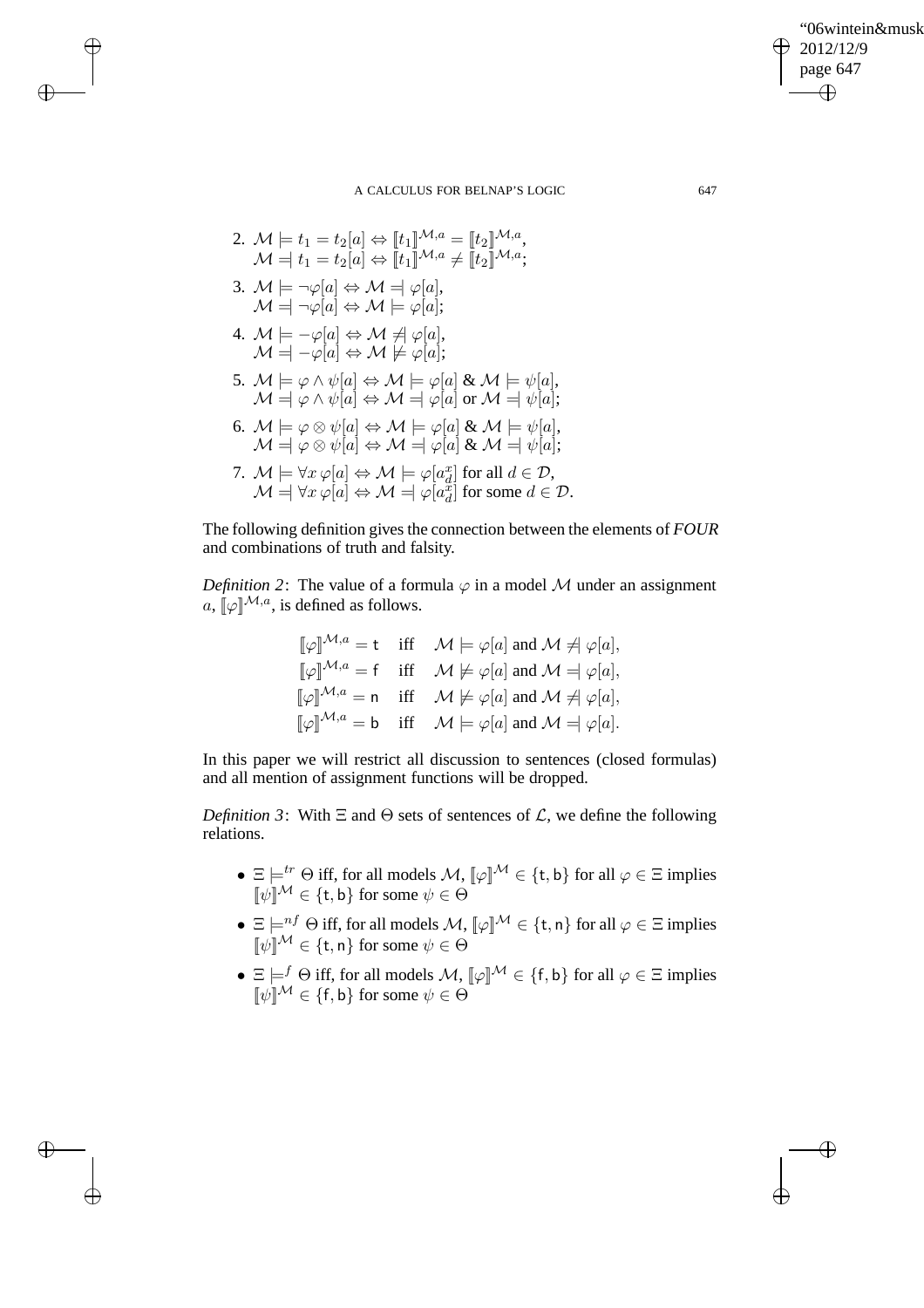2. $\mathcal{M} \models t_1 = t_2[a] \Leftrightarrow [\![t_1]\!]^{\mathcal{M},a} = [\![t_2]\!]^{\mathcal{M},a}$,
   $\mathcal{M} \mathrel{=\!\!|} t_1 = t_2[a] \Leftrightarrow [\![t_1]\!]^{\mathcal{M},a} \neq [\![t_2]\!]^{\mathcal{M},a}$;
3. $\mathcal{M} \models \neg\varphi[a] \Leftrightarrow \mathcal{M} \mathrel{=\!\!|} \varphi[a]$,
   $\mathcal{M} \mathrel{=\!\!|} \neg\varphi[a] \Leftrightarrow \mathcal{M} \models \varphi[a]$;
4. $\mathcal{M} \models -\varphi[a] \Leftrightarrow \mathcal{M} \not\mathrel{=\!\!|} \varphi[a]$,
   $\mathcal{M} \mathrel{=\!\!|} -\varphi[a] \Leftrightarrow \mathcal{M} \not\models \varphi[a]$;
5. $\mathcal{M} \models \varphi \wedge \psi[a] \Leftrightarrow \mathcal{M} \models \varphi[a]$ & $\mathcal{M} \models \psi[a]$,
   $\mathcal{M} \mathrel{=\!\!|} \varphi \wedge \psi[a] \Leftrightarrow \mathcal{M} \mathrel{=\!\!|} \varphi[a]$ or $\mathcal{M} \mathrel{=\!\!|} \psi[a]$;
6. $\mathcal{M} \models \varphi \otimes \psi[a] \Leftrightarrow \mathcal{M} \models \varphi[a]$ & $\mathcal{M} \models \psi[a]$,
   $\mathcal{M} \mathrel{=\!\!|} \varphi \otimes \psi[a] \Leftrightarrow \mathcal{M} \mathrel{=\!\!|} \varphi[a]$ & $\mathcal{M} \mathrel{=\!\!|} \psi[a]$;
7. $\mathcal{M} \models \forall x\, \varphi[a] \Leftrightarrow \mathcal{M} \models \varphi[a^x_d]$ for all $d \in \mathcal{D}$,
   $\mathcal{M} \mathrel{=\!\!|} \forall x\, \varphi[a] \Leftrightarrow \mathcal{M} \mathrel{=\!\!|} \varphi[a^x_d]$ for some $d \in \mathcal{D}$.

The following definition gives the connection between the elements of *FOUR* and combinations of truth and falsity.

*Definition 2*: The value of a formula $\varphi$ in a model $\mathcal{M}$ under an assignment $a$, $[\![\varphi]\!]^{\mathcal{M},a}$, is defined as follows.

$$
\begin{array}{lll}
[\![\varphi]\!]^{\mathcal{M},a} = \mathsf{t} & \text{iff} & \mathcal{M} \models \varphi[a] \text{ and } \mathcal{M} \not\mathrel{=\!\!|} \varphi[a], \\
[\![\varphi]\!]^{\mathcal{M},a} = \mathsf{f} & \text{iff} & \mathcal{M} \not\models \varphi[a] \text{ and } \mathcal{M} \mathrel{=\!\!|} \varphi[a], \\
[\![\varphi]\!]^{\mathcal{M},a} = \mathsf{n} & \text{iff} & \mathcal{M} \not\models \varphi[a] \text{ and } \mathcal{M} \not\mathrel{=\!\!|} \varphi[a], \\
[\![\varphi]\!]^{\mathcal{M},a} = \mathsf{b} & \text{iff} & \mathcal{M} \models \varphi[a] \text{ and } \mathcal{M} \mathrel{=\!\!|} \varphi[a].
\end{array}
$$

In this paper we will restrict all discussion to sentences (closed formulas) and all mention of assignment functions will be dropped.

*Definition 3*: With $\Xi$ and $\Theta$ sets of sentences of $\mathcal{L}$, we define the following relations.

- $\Xi \models^{tr} \Theta$ iff, for all models $\mathcal{M}$, $[\![\varphi]\!]^{\mathcal{M}} \in \{\mathsf{t}, \mathsf{b}\}$ for all $\varphi \in \Xi$ implies $[\![\psi]\!]^{\mathcal{M}} \in \{\mathsf{t}, \mathsf{b}\}$ for some $\psi \in \Theta$
- $\Xi \models^{nf} \Theta$ iff, for all models $\mathcal{M}$, $[\![\varphi]\!]^{\mathcal{M}} \in \{\mathsf{t}, \mathsf{n}\}$ for all $\varphi \in \Xi$ implies $[\![\psi]\!]^{\mathcal{M}} \in \{\mathsf{t}, \mathsf{n}\}$ for some $\psi \in \Theta$
- $\Xi \models^{f} \Theta$ iff, for all models $\mathcal{M}$, $[\![\varphi]\!]^{\mathcal{M}} \in \{\mathsf{f}, \mathsf{b}\}$ for all $\varphi \in \Xi$ implies $[\![\psi]\!]^{\mathcal{M}} \in \{\mathsf{f}, \mathsf{b}\}$ for some $\psi \in \Theta$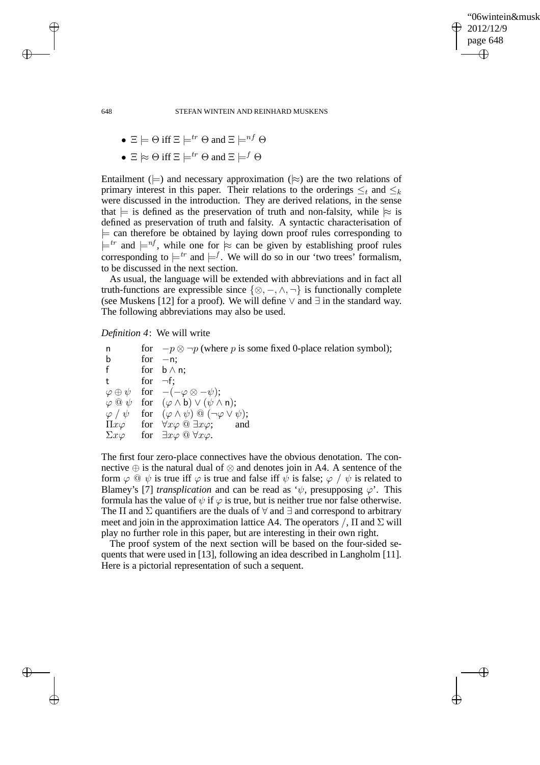- $\Xi \models \Theta$ iff $\Xi \models^{tr} \Theta$ and $\Xi \models^{nf} \Theta$
- $\Xi \approx \Theta$ iff $\Xi \models^{tr} \Theta$ and $\Xi \models^{f} \Theta$

Entailment ($\models$) and necessary approximation ($\approx$) are the two relations of primary interest in this paper. Their relations to the orderings $\leq_t$ and $\leq_k$ were discussed in the introduction. They are derived relations, in the sense that $\models$ is defined as the preservation of truth and non-falsity, while $\approx$ is defined as preservation of truth and falsity. A syntactic characterisation of $\models$ can therefore be obtained by laying down proof rules corresponding to $\models^{tr}$ and $\models^{nf}$, while one for $\approx$ can be given by establishing proof rules corresponding to $\models^{tr}$ and $\models^{f}$. We will do so in our 'two trees' formalism, to be discussed in the next section.

As usual, the language will be extended with abbreviations and in fact all truth-functions are expressible since $\{\otimes, -, \wedge, \neg\}$ is functionally complete (see Muskens [12] for a proof). We will define $\vee$ and $\exists$ in the standard way. The following abbreviations may also be used.

*Definition 4*: We will write

| | | |
|---|---|---|
| $\mathsf{n}$ | for | $-p \otimes \neg p$ (where $p$ is some fixed 0-place relation symbol); |
| $\mathsf{b}$ | for | $-\mathsf{n}$; |
| $\mathsf{f}$ | for | $\mathsf{b} \wedge \mathsf{n}$; |
| $\mathsf{t}$ | for | $\neg\mathsf{f}$; |
| $\varphi \oplus \psi$ | for | $-(-\varphi \otimes -\psi)$; |
| $\varphi \mathbin{@} \psi$ | for | $(\varphi \wedge \mathsf{b}) \vee (\psi \wedge \mathsf{n})$; |
| $\varphi \mathbin{/} \psi$ | for | $(\varphi \wedge \psi) \mathbin{@} (\neg\varphi \vee \psi)$; |
| $\Pi x\varphi$ | for | $\forall x\varphi \mathbin{@} \exists x\varphi$; and |
| $\Sigma x\varphi$ | for | $\exists x\varphi \mathbin{@} \forall x\varphi$. |

The first four zero-place connectives have the obvious denotation. The connective $\oplus$ is the natural dual of $\otimes$ and denotes join in A4. A sentence of the form $\varphi \mathbin{@} \psi$ is true iff $\varphi$ is true and false iff $\psi$ is false; $\varphi \mathbin{/} \psi$ is related to Blamey's [7] *transplication* and can be read as '$\psi$, presupposing $\varphi$'. This formula has the value of $\psi$ if $\varphi$ is true, but is neither true nor false otherwise. The $\Pi$ and $\Sigma$ quantifiers are the duals of $\forall$ and $\exists$ and correspond to arbitrary meet and join in the approximation lattice A4. The operators $/$, $\Pi$ and $\Sigma$ will play no further role in this paper, but are interesting in their own right.

The proof system of the next section will be based on the four-sided sequents that were used in [13], following an idea described in Langholm [11]. Here is a pictorial representation of such a sequent.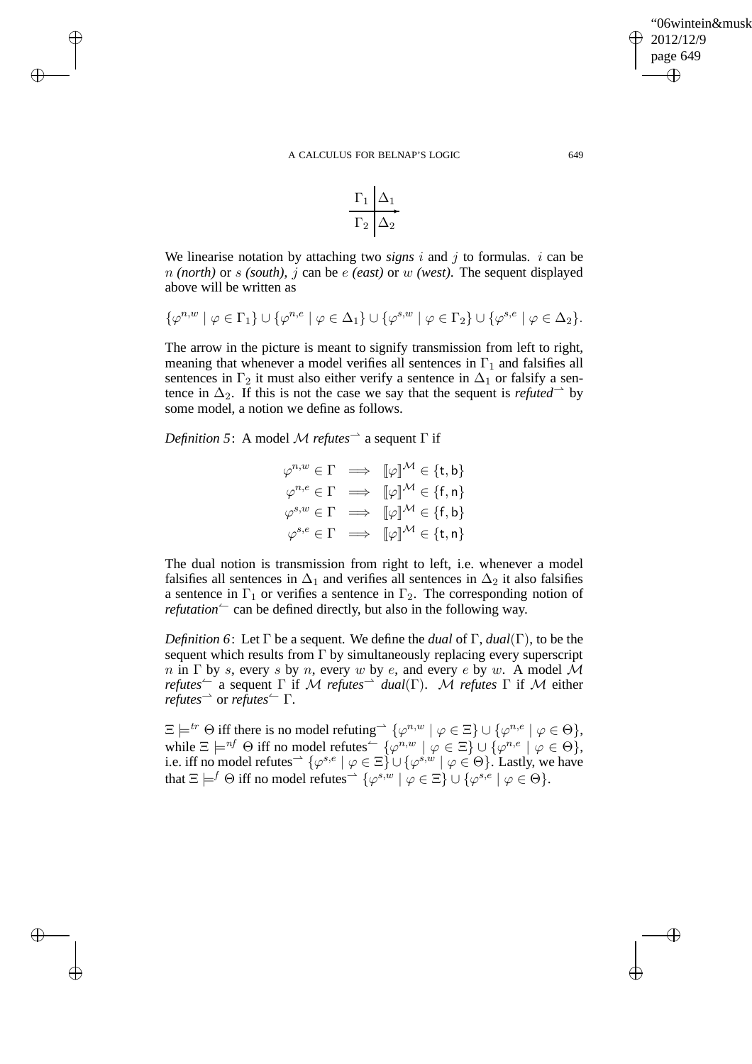$$\begin{array}{c|c} \Gamma_1 & \Delta_1 \\ \hline \Gamma_2 & \Delta_2 \end{array}$$

We linearise notation by attaching two *signs* $i$ and $j$ to formulas. $i$ can be $n$ *(north)* or $s$ *(south)*, $j$ can be $e$ *(east)* or $w$ *(west)*. The sequent displayed above will be written as

$$\{\varphi^{n,w} \mid \varphi \in \Gamma_1\} \cup \{\varphi^{n,e} \mid \varphi \in \Delta_1\} \cup \{\varphi^{s,w} \mid \varphi \in \Gamma_2\} \cup \{\varphi^{s,e} \mid \varphi \in \Delta_2\}.$$

The arrow in the picture is meant to signify transmission from left to right, meaning that whenever a model verifies all sentences in $\Gamma_1$ and falsifies all sentences in $\Gamma_2$ it must also either verify a sentence in $\Delta_1$ or falsify a sentence in $\Delta_2$. If this is not the case we say that the sequent is *refuted*$^{\rightharpoonup}$ by some model, a notion we define as follows.

*Definition 5*: A model $\mathcal{M}$ *refutes*$^{\rightharpoonup}$ a sequent $\Gamma$ if

$$\begin{array}{rcl} \varphi^{n,w} \in \Gamma & \Longrightarrow & [\![\varphi]\!]^{\mathcal{M}} \in \{\mathsf{t}, \mathsf{b}\} \\ \varphi^{n,e} \in \Gamma & \Longrightarrow & [\![\varphi]\!]^{\mathcal{M}} \in \{\mathsf{f}, \mathsf{n}\} \\ \varphi^{s,w} \in \Gamma & \Longrightarrow & [\![\varphi]\!]^{\mathcal{M}} \in \{\mathsf{f}, \mathsf{b}\} \\ \varphi^{s,e} \in \Gamma & \Longrightarrow & [\![\varphi]\!]^{\mathcal{M}} \in \{\mathsf{t}, \mathsf{n}\} \end{array}$$

The dual notion is transmission from right to left, i.e. whenever a model falsifies all sentences in $\Delta_1$ and verifies all sentences in $\Delta_2$ it also falsifies a sentence in $\Gamma_1$ or verifies a sentence in $\Gamma_2$. The corresponding notion of *refutation*$^{\leftharpoonup}$ can be defined directly, but also in the following way.

*Definition 6*: Let $\Gamma$ be a sequent. We define the *dual* of $\Gamma$, *dual*$(\Gamma)$, to be the sequent which results from $\Gamma$ by simultaneously replacing every superscript $n$ in $\Gamma$ by $s$, every $s$ by $n$, every $w$ by $e$, and every $e$ by $w$. A model $\mathcal{M}$ *refutes*$^{\leftharpoonup}$ a sequent $\Gamma$ if $\mathcal{M}$ *refutes*$^{\rightharpoonup}$ *dual*$(\Gamma)$. $\mathcal{M}$ *refutes* $\Gamma$ if $\mathcal{M}$ either *refutes*$^{\rightharpoonup}$ or *refutes*$^{\leftharpoonup}$ $\Gamma$.

$\Xi \models^{tr} \Theta$ iff there is no model refuting$^{\rightharpoonup}$ $\{\varphi^{n,w} \mid \varphi \in \Xi\} \cup \{\varphi^{n,e} \mid \varphi \in \Theta\}$, while $\Xi \models^{nf} \Theta$ iff no model refutes$^{\leftharpoonup}$ $\{\varphi^{n,w} \mid \varphi \in \Xi\} \cup \{\varphi^{n,e} \mid \varphi \in \Theta\}$, i.e. iff no model refutes$^{\rightharpoonup}$ $\{\varphi^{s,e} \mid \varphi \in \Xi\} \cup \{\varphi^{s,w} \mid \varphi \in \Theta\}$. Lastly, we have that $\Xi \models^{f} \Theta$ iff no model refutes$^{\rightharpoonup}$ $\{\varphi^{s,w} \mid \varphi \in \Xi\} \cup \{\varphi^{s,e} \mid \varphi \in \Theta\}$.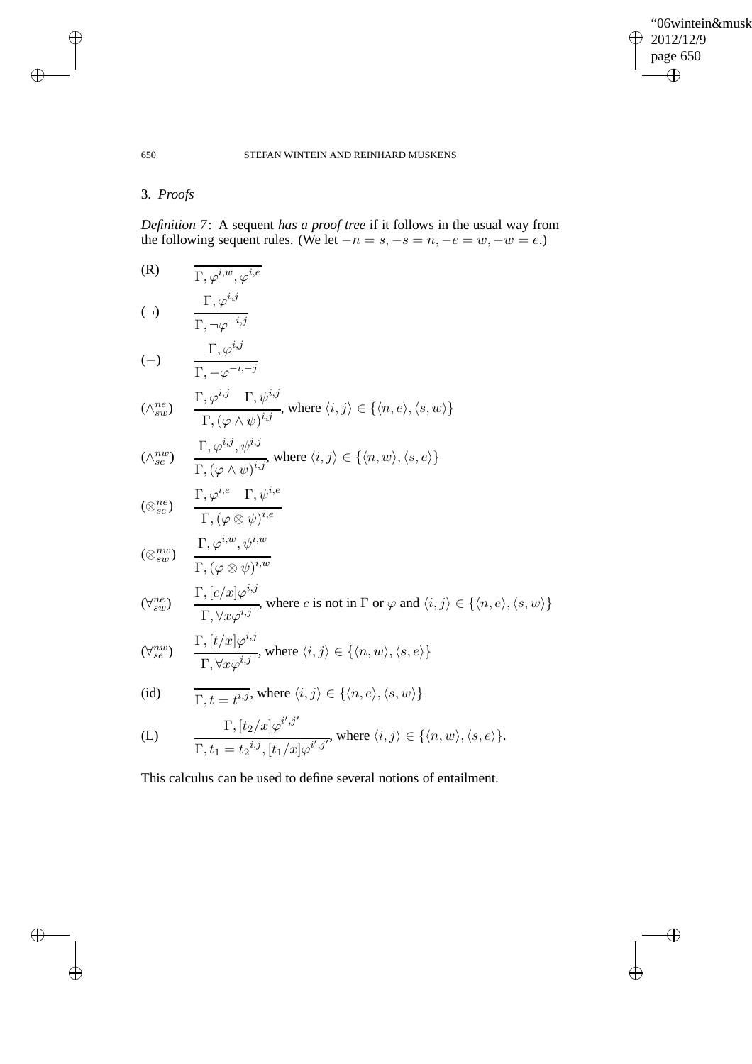## 3. *Proofs*

*Definition 7*: A sequent *has a proof tree* if it follows in the usual way from the following sequent rules. (We let $-n = s, -s = n, -e = w, -w = e$.)

$$(\mathrm{R}) \qquad \overline{\Gamma, \varphi^{i,w}, \varphi^{i,e}}$$

$$(\neg) \qquad \frac{\Gamma, \varphi^{i,j}}{\Gamma, \neg\varphi^{-i,j}}$$

$$(-) \qquad \frac{\Gamma, \varphi^{i,j}}{\Gamma, -\varphi^{-i,-j}}$$

$$(\wedge^{ne}_{sw}) \qquad \frac{\Gamma, \varphi^{i,j} \quad \Gamma, \psi^{i,j}}{\Gamma, (\varphi \wedge \psi)^{i,j}}, \text{ where } \langle i, j \rangle \in \{\langle n, e \rangle, \langle s, w \rangle\}$$

$$(\wedge^{nw}_{se}) \qquad \frac{\Gamma, \varphi^{i,j}, \psi^{i,j}}{\Gamma, (\varphi \wedge \psi)^{i,j}}, \text{ where } \langle i, j \rangle \in \{\langle n, w \rangle, \langle s, e \rangle\}$$

$$(\otimes^{ne}_{se}) \qquad \frac{\Gamma, \varphi^{i,e} \quad \Gamma, \psi^{i,e}}{\Gamma, (\varphi \otimes \psi)^{i,e}}$$

$$(\otimes^{nw}_{sw}) \qquad \frac{\Gamma, \varphi^{i,w}, \psi^{i,w}}{\Gamma, (\varphi \otimes \psi)^{i,w}}$$

$$(\forall^{ne}_{sw}) \qquad \frac{\Gamma, [c/x]\varphi^{i,j}}{\Gamma, \forall x\varphi^{i,j}}, \text{ where } c \text{ is not in } \Gamma \text{ or } \varphi \text{ and } \langle i, j \rangle \in \{\langle n, e \rangle, \langle s, w \rangle\}$$

$$(\forall^{nw}_{se}) \qquad \frac{\Gamma, [t/x]\varphi^{i,j}}{\Gamma, \forall x\varphi^{i,j}}, \text{ where } \langle i, j \rangle \in \{\langle n, w \rangle, \langle s, e \rangle\}$$

$$(\mathrm{id}) \qquad \overline{\Gamma, t = t^{i,j}}, \text{ where } \langle i, j \rangle \in \{\langle n, e \rangle, \langle s, w \rangle\}$$

$$(\mathrm{L}) \qquad \frac{\Gamma, [t_2/x]\varphi^{i',j'}}{\Gamma, t_1 = t_2{}^{i,j}, [t_1/x]\varphi^{i',j'}}, \text{ where } \langle i, j \rangle \in \{\langle n, w \rangle, \langle s, e \rangle\}.$$

This calculus can be used to define several notions of entailment.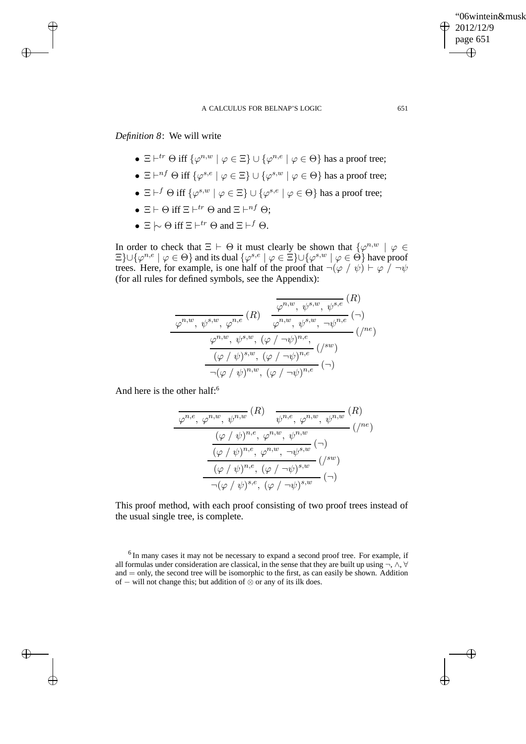*Definition 8*: We will write

- $\Xi \vdash^{tr} \Theta$ iff $\{\varphi^{n,w} \mid \varphi \in \Xi\} \cup \{\varphi^{n,e} \mid \varphi \in \Theta\}$ has a proof tree;
- $\Xi \vdash^{nf} \Theta$ iff $\{\varphi^{s,e} \mid \varphi \in \Xi\} \cup \{\varphi^{s,w} \mid \varphi \in \Theta\}$ has a proof tree;
- $\Xi \vdash^{f} \Theta$ iff $\{\varphi^{s,w} \mid \varphi \in \Xi\} \cup \{\varphi^{s,e} \mid \varphi \in \Theta\}$ has a proof tree;
- $\Xi \vdash \Theta$ iff $\Xi \vdash^{tr} \Theta$ and $\Xi \vdash^{nf} \Theta$;
- $\Xi \mid\!\sim \Theta$ iff $\Xi \vdash^{tr} \Theta$ and $\Xi \vdash^{f} \Theta$.

In order to check that $\Xi \vdash \Theta$ it must clearly be shown that $\{\varphi^{n,w} \mid \varphi \in \Xi\} \cup \{\varphi^{n,e} \mid \varphi \in \Theta\}$ and its dual $\{\varphi^{s,e} \mid \varphi \in \Xi\} \cup \{\varphi^{s,w} \mid \varphi \in \Theta\}$ have proof trees. Here, for example, is one half of the proof that $\neg(\varphi \mathbin{/} \psi) \vdash \varphi \mathbin{/} \neg\psi$ (for all rules for defined symbols, see the Appendix):

$$
\dfrac{
  \dfrac{}{\varphi^{n,w},\ \psi^{s,w},\ \varphi^{n,e}}\,(R)
  \qquad
  \dfrac{\dfrac{}{\varphi^{n,w},\ \psi^{s,w},\ \psi^{s,e}}\,(R)}{\varphi^{n,w},\ \psi^{s,w},\ \neg\psi^{n,e}}\,(\neg)
}{
  \dfrac{\dfrac{\varphi^{n,w},\ \psi^{s,w},\ (\varphi \mathbin{/} \neg\psi)^{n,e},}{(\varphi \mathbin{/} \psi)^{s,w},\ (\varphi \mathbin{/} \neg\psi)^{n,e}}\,({/}^{sw})}{\neg(\varphi \mathbin{/} \psi)^{n,w},\ (\varphi \mathbin{/} \neg\psi)^{n,e}}\,(\neg)
}\,({/}^{ne})
$$

And here is the other half:[6]

$$
\dfrac{
  \dfrac{}{\varphi^{n,e},\ \varphi^{n,w},\ \psi^{n,w}}\,(R)
  \qquad
  \dfrac{}{\psi^{n,e},\ \varphi^{n,w},\ \psi^{n,w}}\,(R)
}{
  \dfrac{\dfrac{\dfrac{(\varphi \mathbin{/} \psi)^{n,e},\ \varphi^{n,w},\ \psi^{n,w}}{(\varphi \mathbin{/} \psi)^{n,e},\ \varphi^{n,w},\ \neg\psi^{s,w}}\,(\neg)}{(\varphi \mathbin{/} \psi)^{n,e},\ (\varphi \mathbin{/} \neg\psi)^{s,w}}\,({/}^{sw})}{\neg(\varphi \mathbin{/} \psi)^{s,e},\ (\varphi \mathbin{/} \neg\psi)^{s,w}}\,(\neg)
}\,({/}^{ne})
$$

This proof method, with each proof consisting of two proof trees instead of the usual single tree, is complete.

[6] In many cases it may not be necessary to expand a second proof tree. For example, if all formulas under consideration are classical, in the sense that they are built up using $\neg$, $\wedge$, $\forall$ and $=$ only, the second tree will be isomorphic to the first, as can easily be shown. Addition of $-$ will not change this; but addition of $\otimes$ or any of its ilk does.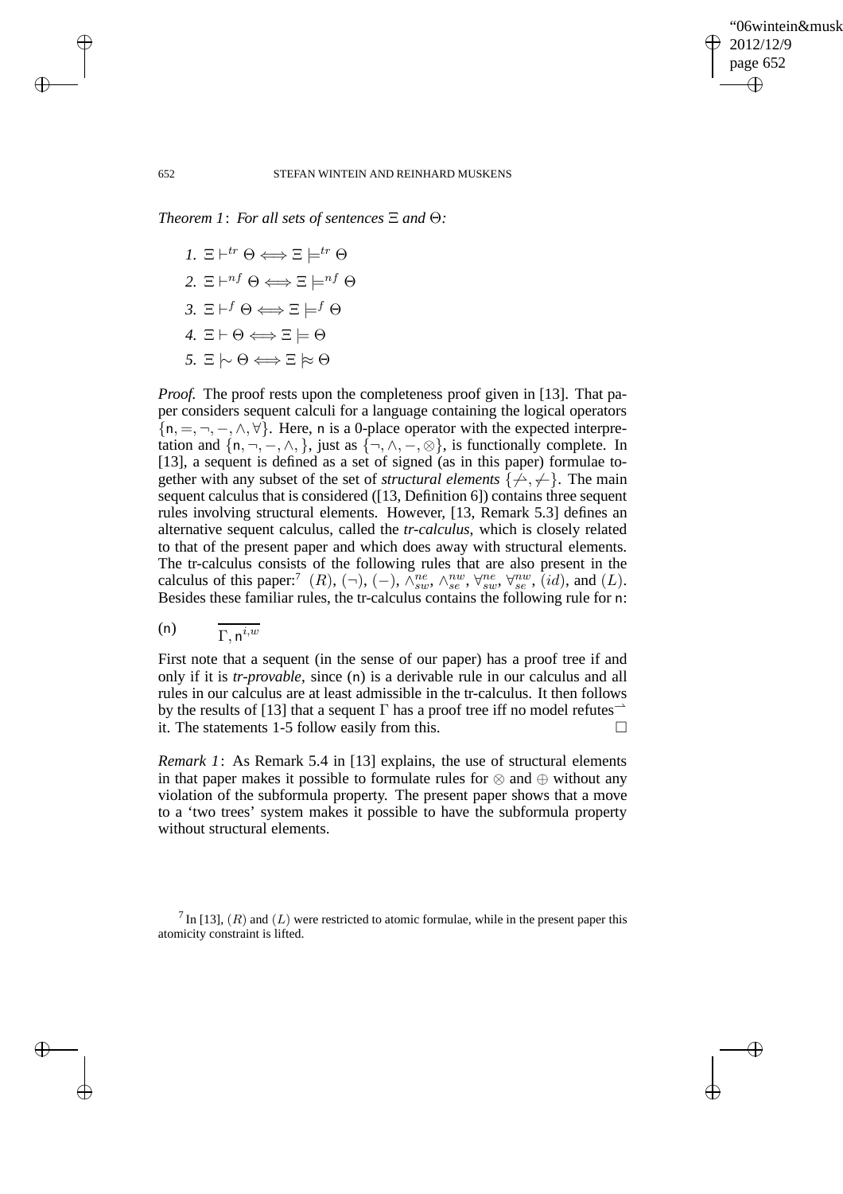*Theorem 1*: *For all sets of sentences $\Xi$ and $\Theta$:*

1. $\Xi \vdash^{tr} \Theta \Longleftrightarrow \Xi \models^{tr} \Theta$
2. $\Xi \vdash^{nf} \Theta \Longleftrightarrow \Xi \models^{nf} \Theta$
3. $\Xi \vdash^{f} \Theta \Longleftrightarrow \Xi \models^{f} \Theta$
4. $\Xi \vdash \Theta \Longleftrightarrow \Xi \models \Theta$
5. $\Xi \mathrel{|\!\!\sim} \Theta \Longleftrightarrow \Xi \approx \Theta$

*Proof.* The proof rests upon the completeness proof given in [13]. That paper considers sequent calculi for a language containing the logical operators $\{\mathsf{n}, =, \neg, -, \wedge, \forall\}$. Here, $\mathsf{n}$ is a 0-place operator with the expected interpretation and $\{\mathsf{n}, \neg, -, \wedge,\}$, just as $\{\neg, \wedge, -, \otimes\}$, is functionally complete. In [13], a sequent is defined as a set of signed (as in this paper) formulae together with any subset of the set of *structural elements* $\{\not\rightharpoonup, \not\leftharpoondown\}$. The main sequent calculus that is considered ([13, Definition 6]) contains three sequent rules involving structural elements. However, [13, Remark 5.3] defines an alternative sequent calculus, called the *tr-calculus*, which is closely related to that of the present paper and which does away with structural elements. The tr-calculus consists of the following rules that are also present in the calculus of this paper:[7] $(R)$, $(\neg)$, $(-)$, $\wedge^{ne}_{sw}$, $\wedge^{nw}_{se}$, $\forall^{ne}_{sw}$, $\forall^{nw}_{se}$, $(id)$, and $(L)$. Besides these familiar rules, the tr-calculus contains the following rule for $\mathsf{n}$:

$$(\mathsf{n}) \qquad \overline{\Gamma, \mathsf{n}^{i,w}}$$

First note that a sequent (in the sense of our paper) has a proof tree if and only if it is *tr-provable*, since $(\mathsf{n})$ is a derivable rule in our calculus and all rules in our calculus are at least admissible in the tr-calculus. It then follows by the results of [13] that a sequent $\Gamma$ has a proof tree iff no model refutes$^{\rightharpoonup}$ it. The statements 1-5 follow easily from this. $\square$

*Remark 1*: As Remark 5.4 in [13] explains, the use of structural elements in that paper makes it possible to formulate rules for $\otimes$ and $\oplus$ without any violation of the subformula property. The present paper shows that a move to a 'two trees' system makes it possible to have the subformula property without structural elements.

[7] In [13], $(R)$ and $(L)$ were restricted to atomic formulae, while in the present paper this atomicity constraint is lifted.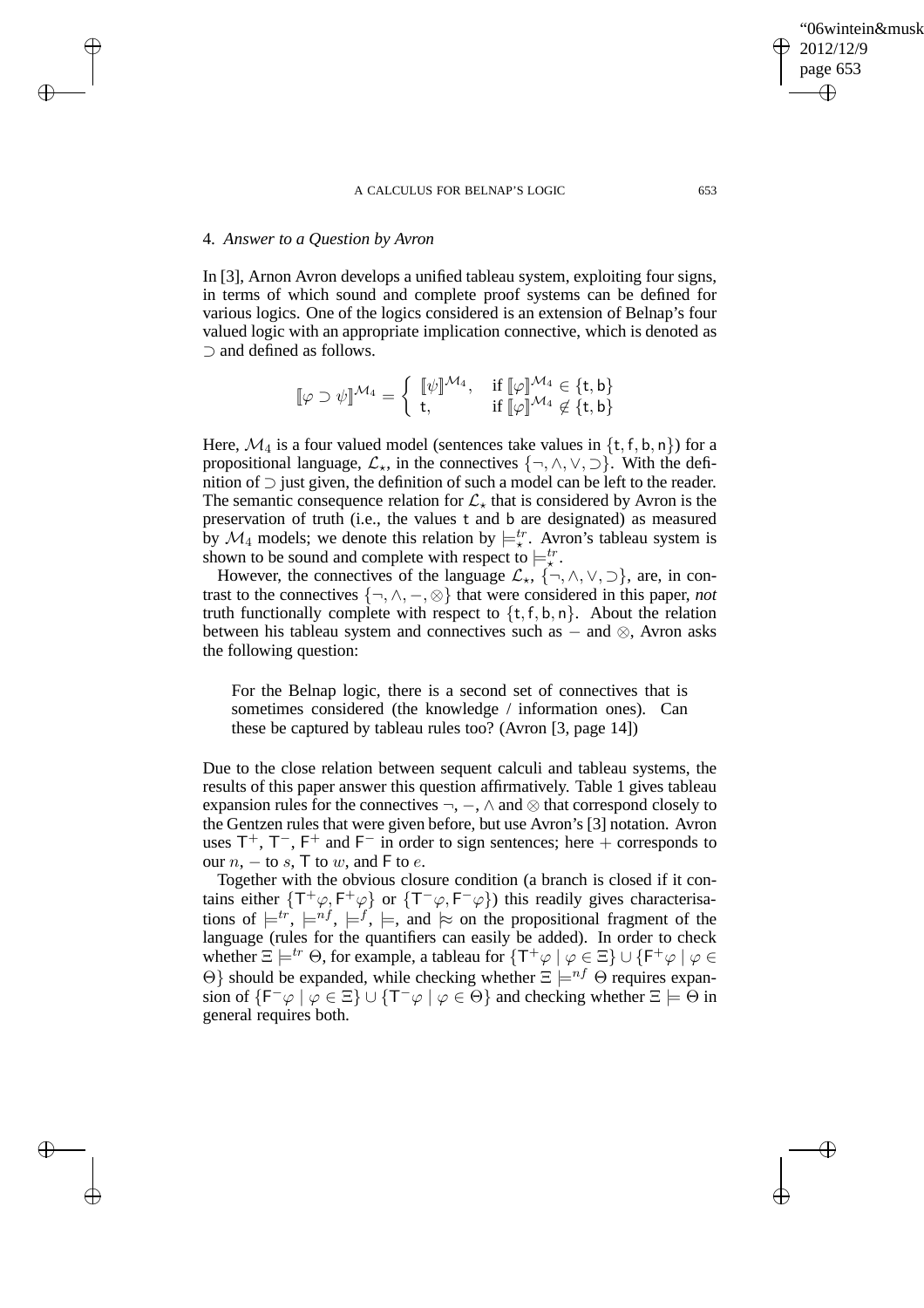## 4. *Answer to a Question by Avron*

In [3], Arnon Avron develops a unified tableau system, exploiting four signs, in terms of which sound and complete proof systems can be defined for various logics. One of the logics considered is an extension of Belnap's four valued logic with an appropriate implication connective, which is denoted as $\supset$ and defined as follows.

$$[\![\varphi \supset \psi]\!]^{\mathcal{M}_4} = \begin{cases} [\![\psi]\!]^{\mathcal{M}_4}, & \text{if } [\![\varphi]\!]^{\mathcal{M}_4} \in \{\mathsf{t}, \mathsf{b}\} \\ \mathsf{t}, & \text{if } [\![\varphi]\!]^{\mathcal{M}_4} \notin \{\mathsf{t}, \mathsf{b}\} \end{cases}$$

Here, $\mathcal{M}_4$ is a four valued model (sentences take values in $\{\mathsf{t}, \mathsf{f}, \mathsf{b}, \mathsf{n}\}$) for a propositional language, $\mathcal{L}_\star$, in the connectives $\{\neg, \wedge, \vee, \supset\}$. With the definition of $\supset$ just given, the definition of such a model can be left to the reader. The semantic consequence relation for $\mathcal{L}_\star$ that is considered by Avron is the preservation of truth (i.e., the values t and b are designated) as measured by $\mathcal{M}_4$ models; we denote this relation by $\models^{tr}_\star$. Avron's tableau system is shown to be sound and complete with respect to $\models^{tr}_\star$.

However, the connectives of the language $\mathcal{L}_\star$, $\{\neg, \wedge, \vee, \supset\}$, are, in contrast to the connectives $\{\neg, \wedge, -, \otimes\}$ that were considered in this paper, *not* truth functionally complete with respect to $\{\mathsf{t}, \mathsf{f}, \mathsf{b}, \mathsf{n}\}$. About the relation between his tableau system and connectives such as $-$ and $\otimes$, Avron asks the following question:

> For the Belnap logic, there is a second set of connectives that is sometimes considered (the knowledge / information ones). Can these be captured by tableau rules too? (Avron [3, page 14])

Due to the close relation between sequent calculi and tableau systems, the results of this paper answer this question affirmatively. Table 1 gives tableau expansion rules for the connectives $\neg$, $-$, $\wedge$ and $\otimes$ that correspond closely to the Gentzen rules that were given before, but use Avron's [3] notation. Avron uses $\mathsf{T}^+$, $\mathsf{T}^-$, $\mathsf{F}^+$ and $\mathsf{F}^-$ in order to sign sentences; here $+$ corresponds to our $n$, $-$ to $s$, $\mathsf{T}$ to $w$, and $\mathsf{F}$ to $e$.

Together with the obvious closure condition (a branch is closed if it contains either $\{\mathsf{T}^+\varphi, \mathsf{F}^+\varphi\}$ or $\{\mathsf{T}^-\varphi, \mathsf{F}^-\varphi\}$) this readily gives characterisations of $\models^{tr}$, $\models^{nf}$, $\models^{f}$, $\models$, and $\approx$ on the propositional fragment of the language (rules for the quantifiers can easily be added). In order to check whether $\Xi \models^{tr} \Theta$, for example, a tableau for $\{\mathsf{T}^+\varphi \mid \varphi \in \Xi\} \cup \{\mathsf{F}^+\varphi \mid \varphi \in \Theta\}$ should be expanded, while checking whether $\Xi \models^{nf} \Theta$ requires expansion of $\{\mathsf{F}^-\varphi \mid \varphi \in \Xi\} \cup \{\mathsf{T}^-\varphi \mid \varphi \in \Theta\}$ and checking whether $\Xi \models \Theta$ in general requires both.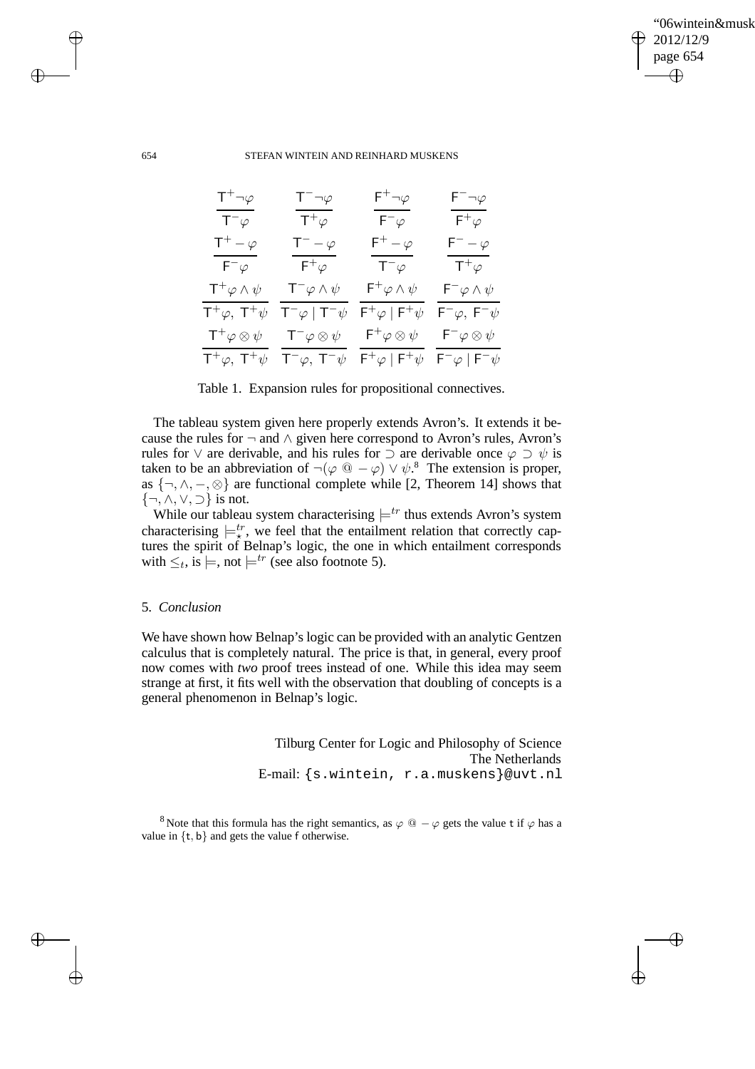$$
\frac{\mathsf{T}^+\neg\varphi}{\mathsf{T}^-\varphi} \qquad \frac{\mathsf{T}^-\neg\varphi}{\mathsf{T}^+\varphi} \qquad \frac{\mathsf{F}^+\neg\varphi}{\mathsf{F}^-\varphi} \qquad \frac{\mathsf{F}^-\neg\varphi}{\mathsf{F}^+\varphi}
$$

$$
\frac{\mathsf{T}^+ -\varphi}{\mathsf{F}^-\varphi} \qquad \frac{\mathsf{T}^- -\varphi}{\mathsf{F}^+\varphi} \qquad \frac{\mathsf{F}^+ -\varphi}{\mathsf{T}^-\varphi} \qquad \frac{\mathsf{F}^- -\varphi}{\mathsf{T}^+\varphi}
$$

$$
\frac{\mathsf{T}^+\varphi\wedge\psi}{\mathsf{T}^+\varphi,\ \mathsf{T}^+\psi} \quad \frac{\mathsf{T}^-\varphi\wedge\psi}{\mathsf{T}^-\varphi \mid \mathsf{T}^-\psi} \quad \frac{\mathsf{F}^+\varphi\wedge\psi}{\mathsf{F}^+\varphi \mid \mathsf{F}^+\psi} \quad \frac{\mathsf{F}^-\varphi\wedge\psi}{\mathsf{F}^-\varphi,\ \mathsf{F}^-\psi}
$$

$$
\frac{\mathsf{T}^+\varphi\otimes\psi}{\mathsf{T}^+\varphi,\ \mathsf{T}^+\psi} \quad \frac{\mathsf{T}^-\varphi\otimes\psi}{\mathsf{T}^-\varphi,\ \mathsf{T}^-\psi} \quad \frac{\mathsf{F}^+\varphi\otimes\psi}{\mathsf{F}^+\varphi \mid \mathsf{F}^+\psi} \quad \frac{\mathsf{F}^-\varphi\otimes\psi}{\mathsf{F}^-\varphi \mid \mathsf{F}^-\psi}
$$

Table 1. Expansion rules for propositional connectives.

The tableau system given here properly extends Avron's. It extends it because the rules for $\neg$ and $\wedge$ given here correspond to Avron's rules, Avron's rules for $\vee$ are derivable, and his rules for $\supset$ are derivable once $\varphi \supset \psi$ is taken to be an abbreviation of $\neg(\varphi \mathbin{@} -\varphi) \vee \psi$.[8] The extension is proper, as $\{\neg, \wedge, -, \otimes\}$ are functional complete while [2, Theorem 14] shows that $\{\neg, \wedge, \vee, \supset\}$ is not.

While our tableau system characterising $\models^{tr}$ thus extends Avron's system characterising $\models^{tr}_{\star}$, we feel that the entailment relation that correctly captures the spirit of Belnap's logic, the one in which entailment corresponds with $\leq_t$, is $\models$, not $\models^{tr}$ (see also footnote 5).

## 5. *Conclusion*

We have shown how Belnap's logic can be provided with an analytic Gentzen calculus that is completely natural. The price is that, in general, every proof now comes with *two* proof trees instead of one. While this idea may seem strange at first, it fits well with the observation that doubling of concepts is a general phenomenon in Belnap's logic.

Tilburg Center for Logic and Philosophy of Science
The Netherlands
E-mail: {s.wintein, r.a.muskens}@uvt.nl

[8] Note that this formula has the right semantics, as $\varphi \mathbin{@} -\varphi$ gets the value $\mathsf{t}$ if $\varphi$ has a value in $\{\mathsf{t}, \mathsf{b}\}$ and gets the value $\mathsf{f}$ otherwise.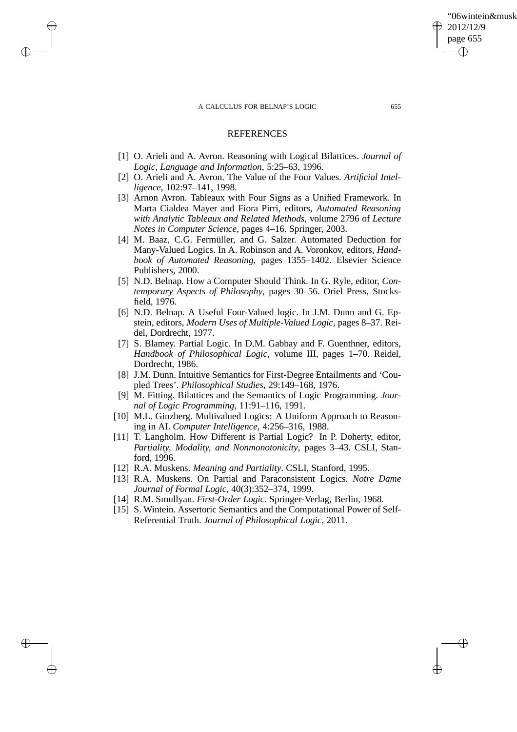## REFERENCES

[1] O. Arieli and A. Avron. Reasoning with Logical Bilattices. *Journal of Logic, Language and Information*, 5:25–63, 1996.

[2] O. Arieli and A. Avron. The Value of the Four Values. *Artificial Intelligence*, 102:97–141, 1998.

[3] Arnon Avron. Tableaux with Four Signs as a Unified Framework. In Marta Cialdea Mayer and Fiora Pirri, editors, *Automated Reasoning with Analytic Tableaux and Related Methods*, volume 2796 of *Lecture Notes in Computer Science*, pages 4–16. Springer, 2003.

[4] M. Baaz, C.G. Fermüller, and G. Salzer. Automated Deduction for Many-Valued Logics. In A. Robinson and A. Voronkov, editors, *Handbook of Automated Reasoning*, pages 1355–1402. Elsevier Science Publishers, 2000.

[5] N.D. Belnap. How a Computer Should Think. In G. Ryle, editor, *Contemporary Aspects of Philosophy*, pages 30–56. Oriel Press, Stocksfield, 1976.

[6] N.D. Belnap. A Useful Four-Valued logic. In J.M. Dunn and G. Epstein, editors, *Modern Uses of Multiple-Valued Logic*, pages 8–37. Reidel, Dordrecht, 1977.

[7] S. Blamey. Partial Logic. In D.M. Gabbay and F. Guenthner, editors, *Handbook of Philosophical Logic*, volume III, pages 1–70. Reidel, Dordrecht, 1986.

[8] J.M. Dunn. Intuitive Semantics for First-Degree Entailments and 'Coupled Trees'. *Philosophical Studies*, 29:149–168, 1976.

[9] M. Fitting. Bilattices and the Semantics of Logic Programming. *Journal of Logic Programming*, 11:91–116, 1991.

[10] M.L. Ginzberg. Multivalued Logics: A Uniform Approach to Reasoning in AI. *Computer Intelligence*, 4:256–316, 1988.

[11] T. Langholm. How Different is Partial Logic? In P. Doherty, editor, *Partiality, Modality, and Nonmonotonicity*, pages 3–43. CSLI, Stanford, 1996.

[12] R.A. Muskens. *Meaning and Partiality*. CSLI, Stanford, 1995.

[13] R.A. Muskens. On Partial and Paraconsistent Logics. *Notre Dame Journal of Formal Logic*, 40(3):352–374, 1999.

[14] R.M. Smullyan. *First-Order Logic*. Springer-Verlag, Berlin, 1968.

[15] S. Wintein. Assertoric Semantics and the Computational Power of Self-Referential Truth. *Journal of Philosophical Logic*, 2011.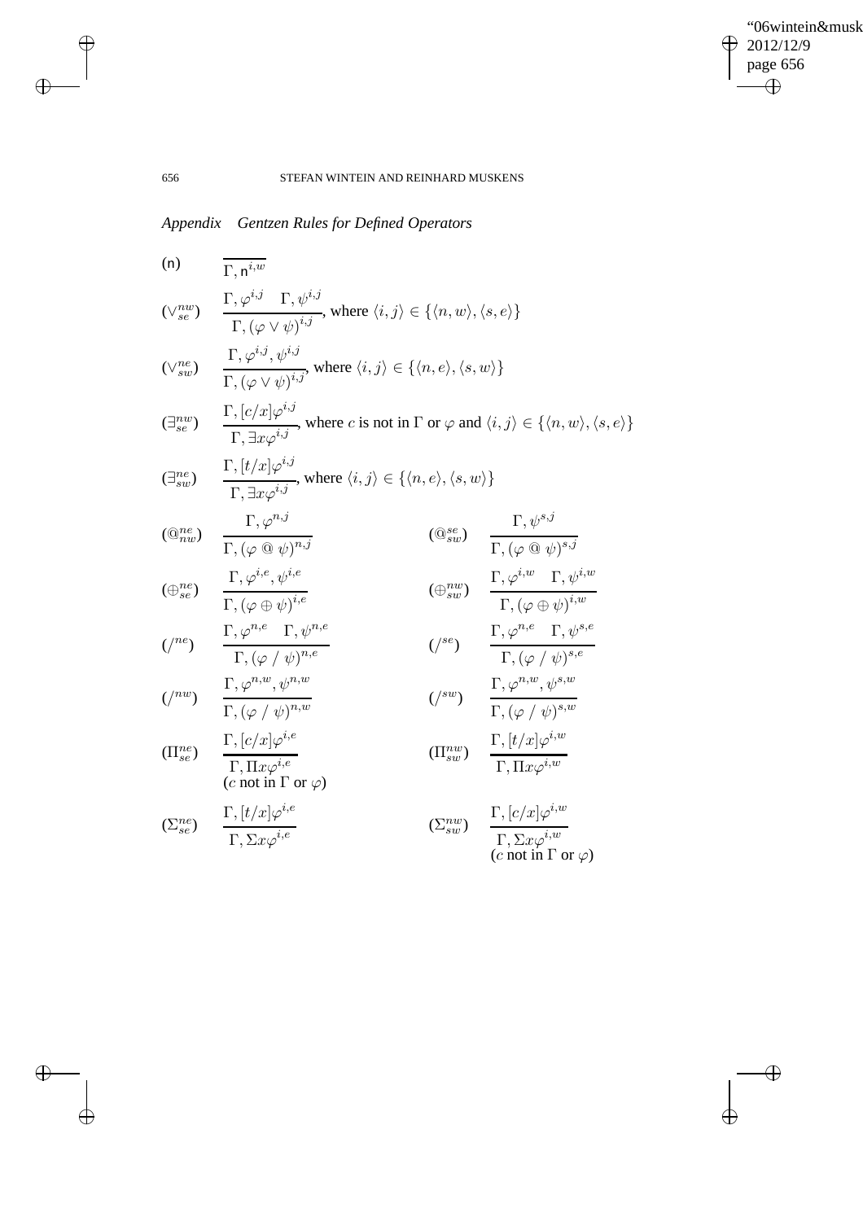*Appendix Gentzen Rules for Defined Operators*

(n) $\dfrac{}{\Gamma, \mathsf{n}^{i,w}}$

$(\vee^{nw}_{se})$ $\dfrac{\Gamma, \varphi^{i,j} \quad \Gamma, \psi^{i,j}}{\Gamma, (\varphi \vee \psi)^{i,j}}$, where $\langle i, j\rangle \in \{\langle n, w\rangle, \langle s, e\rangle\}$

$(\vee^{ne}_{sw})$ $\dfrac{\Gamma, \varphi^{i,j}, \psi^{i,j}}{\Gamma, (\varphi \vee \psi)^{i,j}}$, where $\langle i, j\rangle \in \{\langle n, e\rangle, \langle s, w\rangle\}$

$(\exists^{nw}_{se})$ $\dfrac{\Gamma, [c/x]\varphi^{i,j}}{\Gamma, \exists x \varphi^{i,j}}$, where $c$ is not in $\Gamma$ or $\varphi$ and $\langle i, j\rangle \in \{\langle n, w\rangle, \langle s, e\rangle\}$

$(\exists^{ne}_{sw})$ $\dfrac{\Gamma, [t/x]\varphi^{i,j}}{\Gamma, \exists x \varphi^{i,j}}$, where $\langle i, j\rangle \in \{\langle n, e\rangle, \langle s, w\rangle\}$

$(@^{ne}_{nw})$ $\dfrac{\Gamma, \varphi^{n,j}}{\Gamma, (\varphi \mathbin{@} \psi)^{n,j}}$

$(@^{se}_{sw})$ $\dfrac{\Gamma, \psi^{s,j}}{\Gamma, (\varphi \mathbin{@} \psi)^{s,j}}$

$(\oplus^{ne}_{se})$ $\dfrac{\Gamma, \varphi^{i,e}, \psi^{i,e}}{\Gamma, (\varphi \oplus \psi)^{i,e}}$

$(\oplus^{nw}_{sw})$ $\dfrac{\Gamma, \varphi^{i,w} \quad \Gamma, \psi^{i,w}}{\Gamma, (\varphi \oplus \psi)^{i,w}}$

$(/^{ne})$ $\dfrac{\Gamma, \varphi^{n,e} \quad \Gamma, \psi^{n,e}}{\Gamma, (\varphi \mathbin{/} \psi)^{n,e}}$

$(/^{se})$ $\dfrac{\Gamma, \varphi^{n,e} \quad \Gamma, \psi^{s,e}}{\Gamma, (\varphi \mathbin{/} \psi)^{s,e}}$

$(/^{nw})$ $\dfrac{\Gamma, \varphi^{n,w}, \psi^{n,w}}{\Gamma, (\varphi \mathbin{/} \psi)^{n,w}}$

$(/^{sw})$ $\dfrac{\Gamma, \varphi^{n,w}, \psi^{s,w}}{\Gamma, (\varphi \mathbin{/} \psi)^{s,w}}$

$(\Pi^{ne}_{se})$ $\dfrac{\Gamma, [c/x]\varphi^{i,e}}{\Gamma, \Pi x \varphi^{i,e}}$ ($c$ not in $\Gamma$ or $\varphi$)

$(\Pi^{nw}_{sw})$ $\dfrac{\Gamma, [t/x]\varphi^{i,w}}{\Gamma, \Pi x \varphi^{i,w}}$

$(\Sigma^{ne}_{se})$ $\dfrac{\Gamma, [t/x]\varphi^{i,e}}{\Gamma, \Sigma x \varphi^{i,e}}$

$(\Sigma^{nw}_{sw})$ $\dfrac{\Gamma, [c/x]\varphi^{i,w}}{\Gamma, \Sigma x \varphi^{i,w}}$ ($c$ not in $\Gamma$ or $\varphi$)